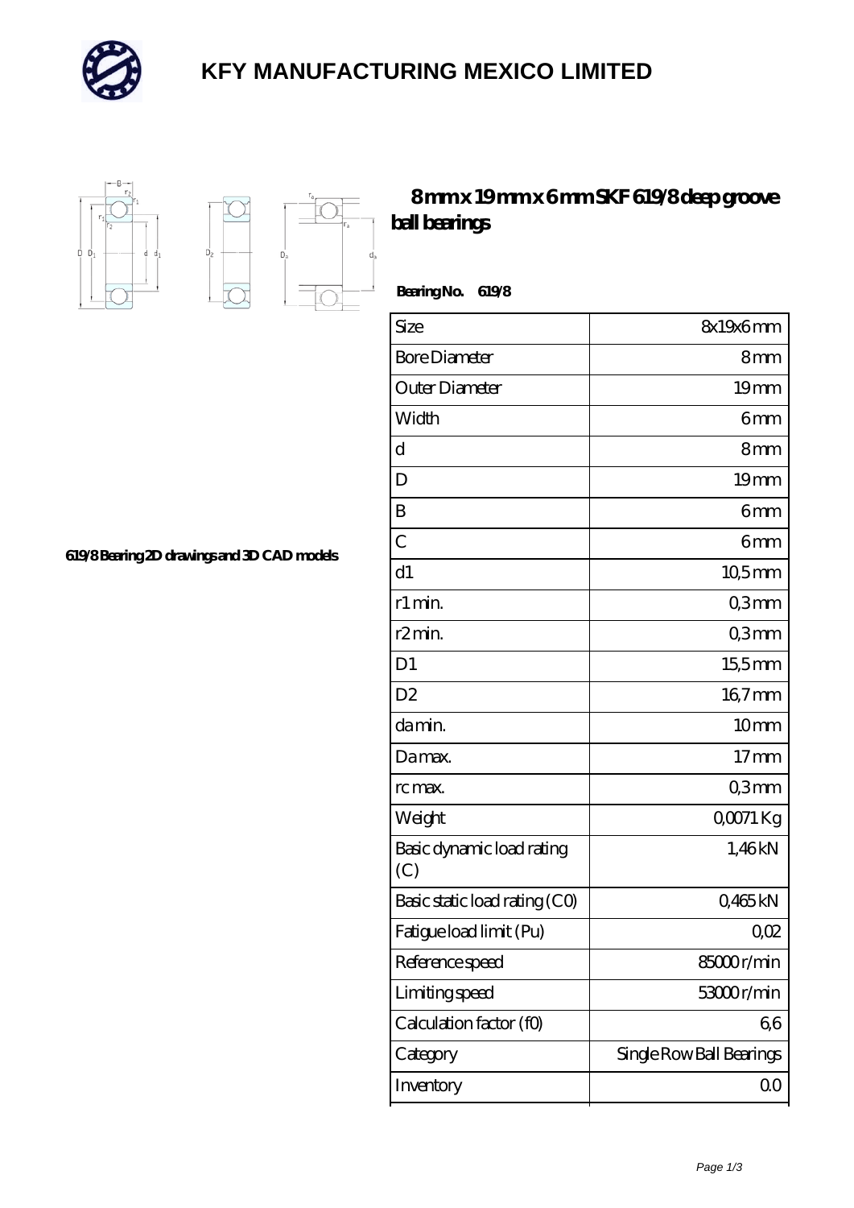# KFY MANUFACTURING MEXICO LIMITED

## 8 mm x 19 mm x 6 mm SKF 619/8 deep groove ball bearings

619/8 Bearing 2D drawings and 3D CAD models

**Bearing No.** 619/8

| Size | 8x19x6 mm |
|---|---|
| Bore Diameter | 8 mm |
| Outer Diameter | 19 mm |
| Width | 6 mm |
| d | 8 mm |
| D | 19 mm |
| B | 6 mm |
| C | 6 mm |
| d1 | 10,5 mm |
| r1 min. | 0,3 mm |
| r2 min. | 0,3 mm |
| D1 | 15,5 mm |
| D2 | 16,7 mm |
| da min. | 10 mm |
| Da max. | 17 mm |
| rc max. | 0,3 mm |
| Weight | 0,0071 Kg |
| Basic dynamic load rating (C) | 1,46 kN |
| Basic static load rating (C0) | 0,465 kN |
| Fatigue load limit (Pu) | 0,02 |
| Reference speed | 85000 r/min |
| Limiting speed | 53000 r/min |
| Calculation factor (f0) | 6,6 |
| Category | Single Row Ball Bearings |
| Inventory | 0.0 |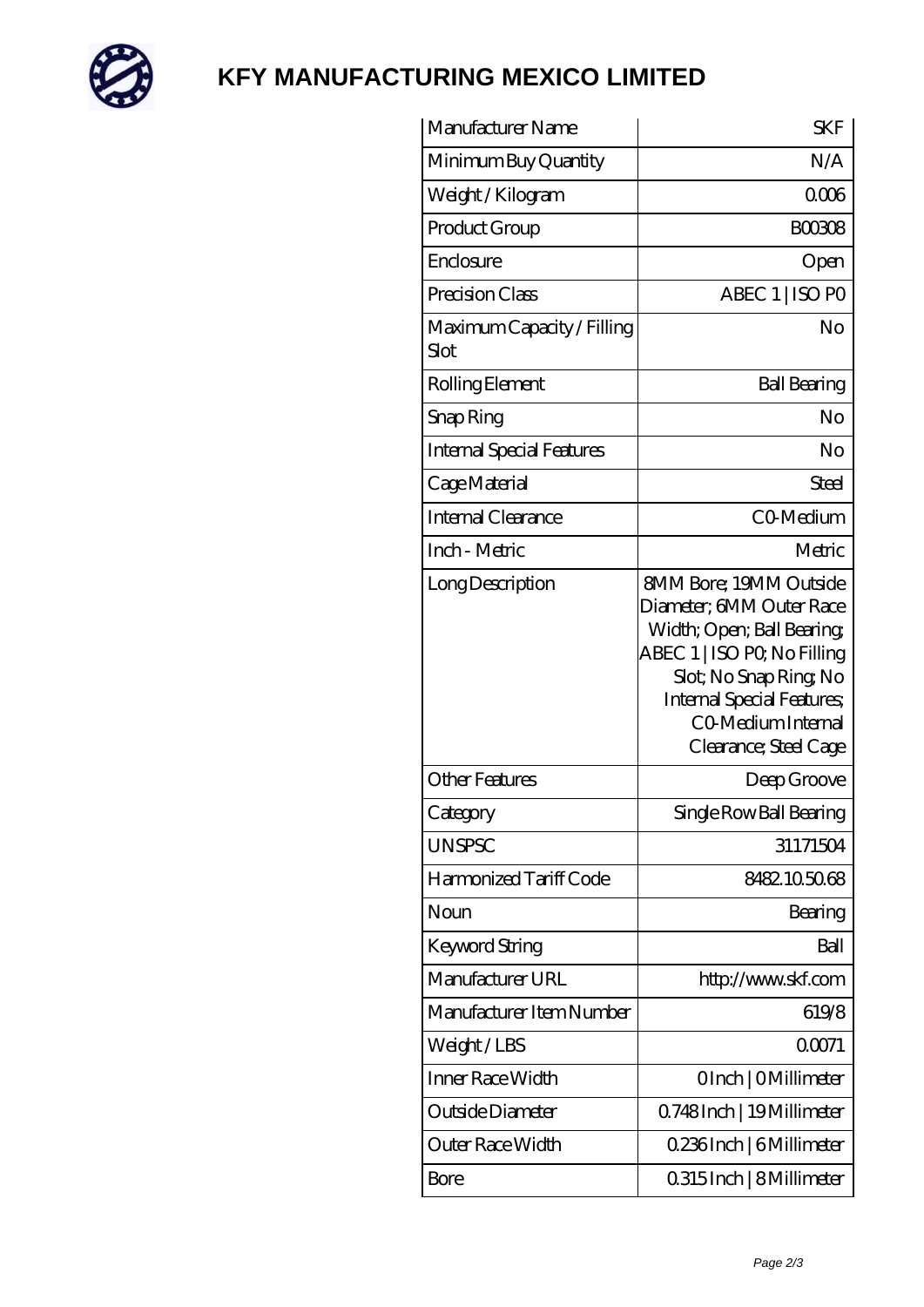# KFY MANUFACTURING MEXICO LIMITED

| Manufacturer Name | SKF |
|---|---|
| Minimum Buy Quantity | N/A |
| Weight / Kilogram | 0.006 |
| Product Group | B00308 |
| Enclosure | Open |
| Precision Class | ABEC 1 \| ISO P0 |
| Maximum Capacity / Filling Slot | No |
| Rolling Element | Ball Bearing |
| Snap Ring | No |
| Internal Special Features | No |
| Cage Material | Steel |
| Internal Clearance | C0-Medium |
| Inch - Metric | Metric |
| Long Description | 8MM Bore; 19MM Outside Diameter; 6MM Outer Race Width; Open; Ball Bearing; ABEC 1 \| ISO P0; No Filling Slot; No Snap Ring; No Internal Special Features; C0-Medium Internal Clearance; Steel Cage |
| Other Features | Deep Groove |
| Category | Single Row Ball Bearing |
| UNSPSC | 31171504 |
| Harmonized Tariff Code | 8482.10.50.68 |
| Noun | Bearing |
| Keyword String | Ball |
| Manufacturer URL | http://www.skf.com |
| Manufacturer Item Number | 619/8 |
| Weight / LBS | 0.0071 |
| Inner Race Width | 0 Inch \| 0 Millimeter |
| Outside Diameter | 0.748 Inch \| 19 Millimeter |
| Outer Race Width | 0.236 Inch \| 6 Millimeter |
| Bore | 0.315 Inch \| 8 Millimeter |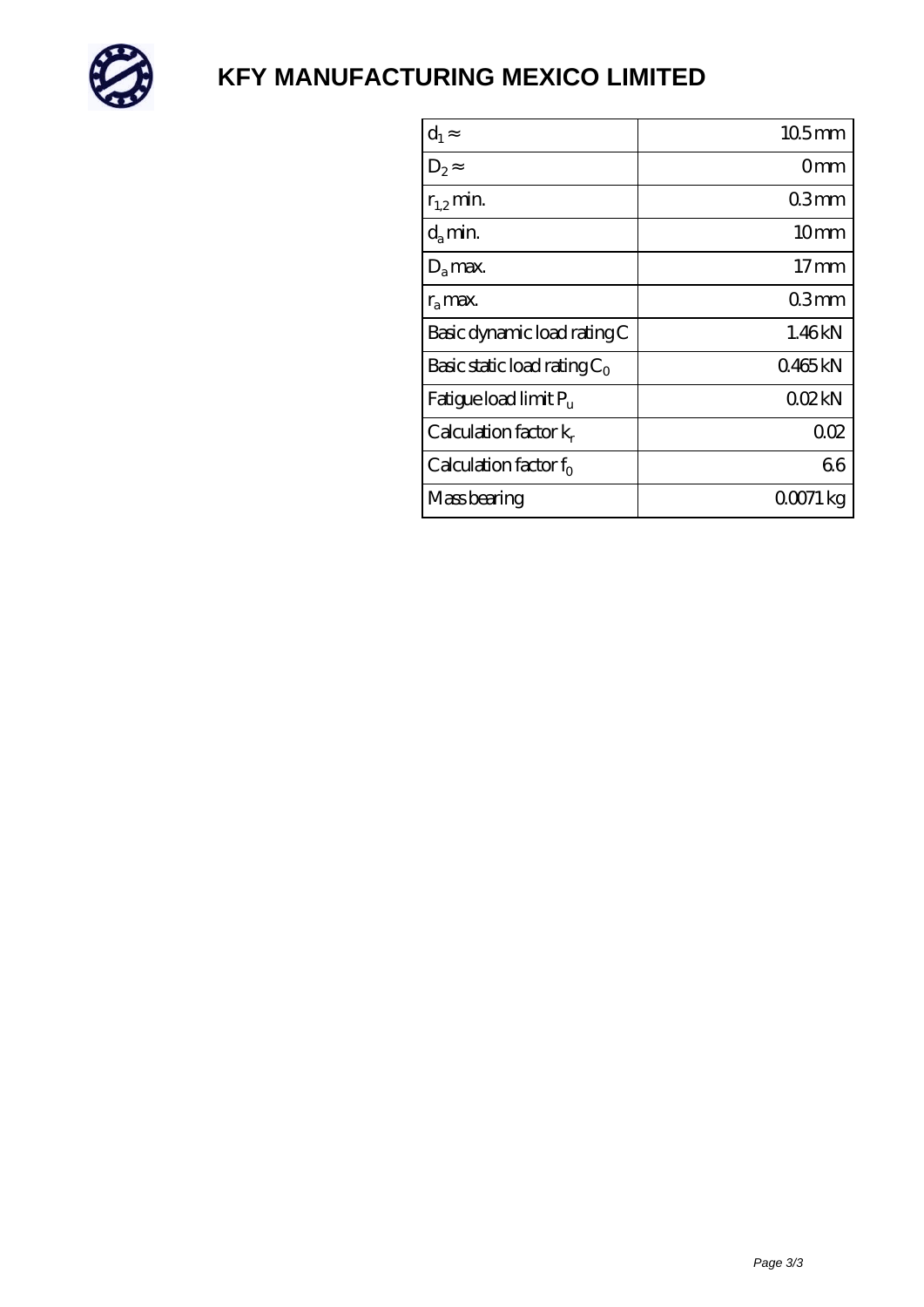# KFY MANUFACTURING MEXICO LIMITED

| | |
|---|---|
| $d_1 \approx$ | 10.5 mm |
| $D_2 \approx$ | 0 mm |
| $r_{1,2}$ min. | 0.3 mm |
| $d_a$ min. | 10 mm |
| $D_a$ max. | 17 mm |
| $r_a$ max. | 0.3 mm |
| Basic dynamic load rating C | 1.46 kN |
| Basic static load rating $C_0$ | 0.465 kN |
| Fatigue load limit $P_u$ | 0.02 kN |
| Calculation factor $k_r$ | 0.02 |
| Calculation factor $f_0$ | 6.6 |
| Mass bearing | 0.0071 kg |